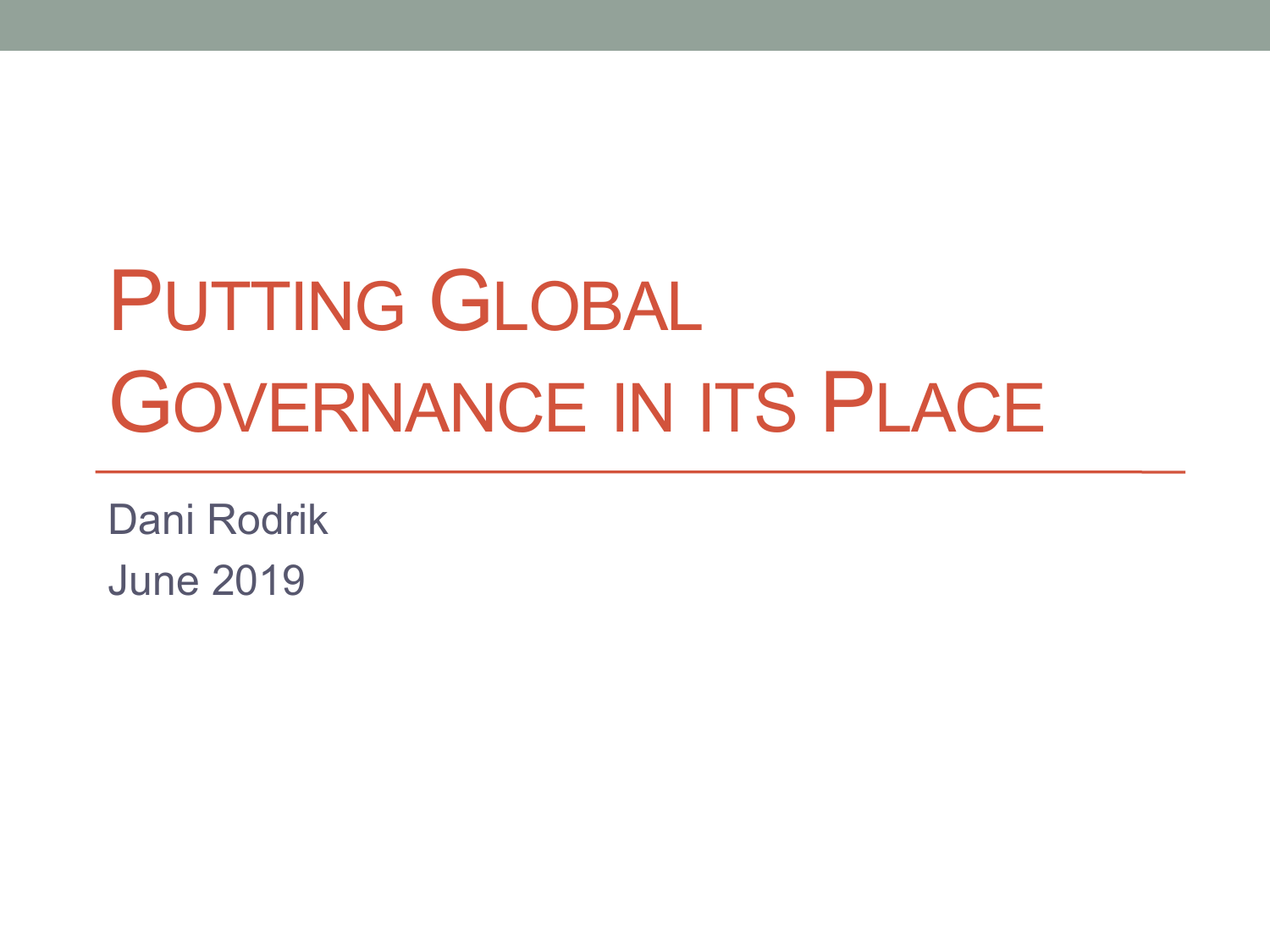# Putting Global Governance in its Place

Dani Rodrik

June 2019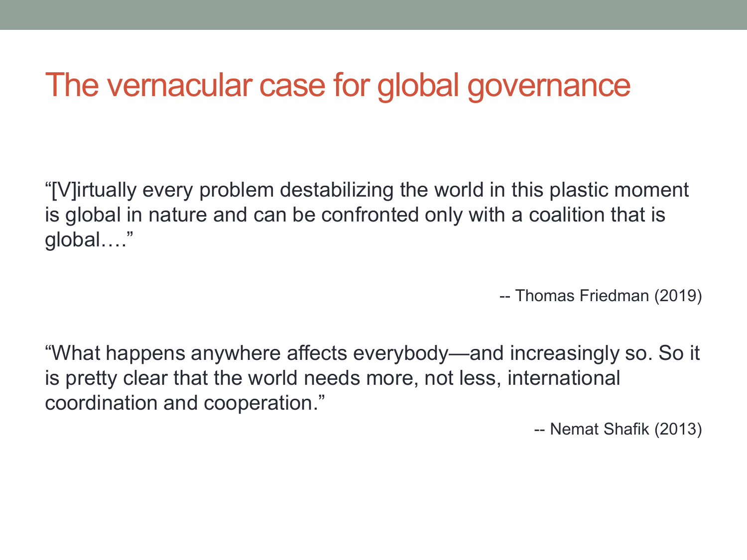# The vernacular case for global governance

"[V]irtually every problem destabilizing the world in this plastic moment is global in nature and can be confronted only with a coalition that is global…."

-- Thomas Friedman (2019)

"What happens anywhere affects everybody—and increasingly so. So it is pretty clear that the world needs more, not less, international coordination and cooperation."

-- Nemat Shafik (2013)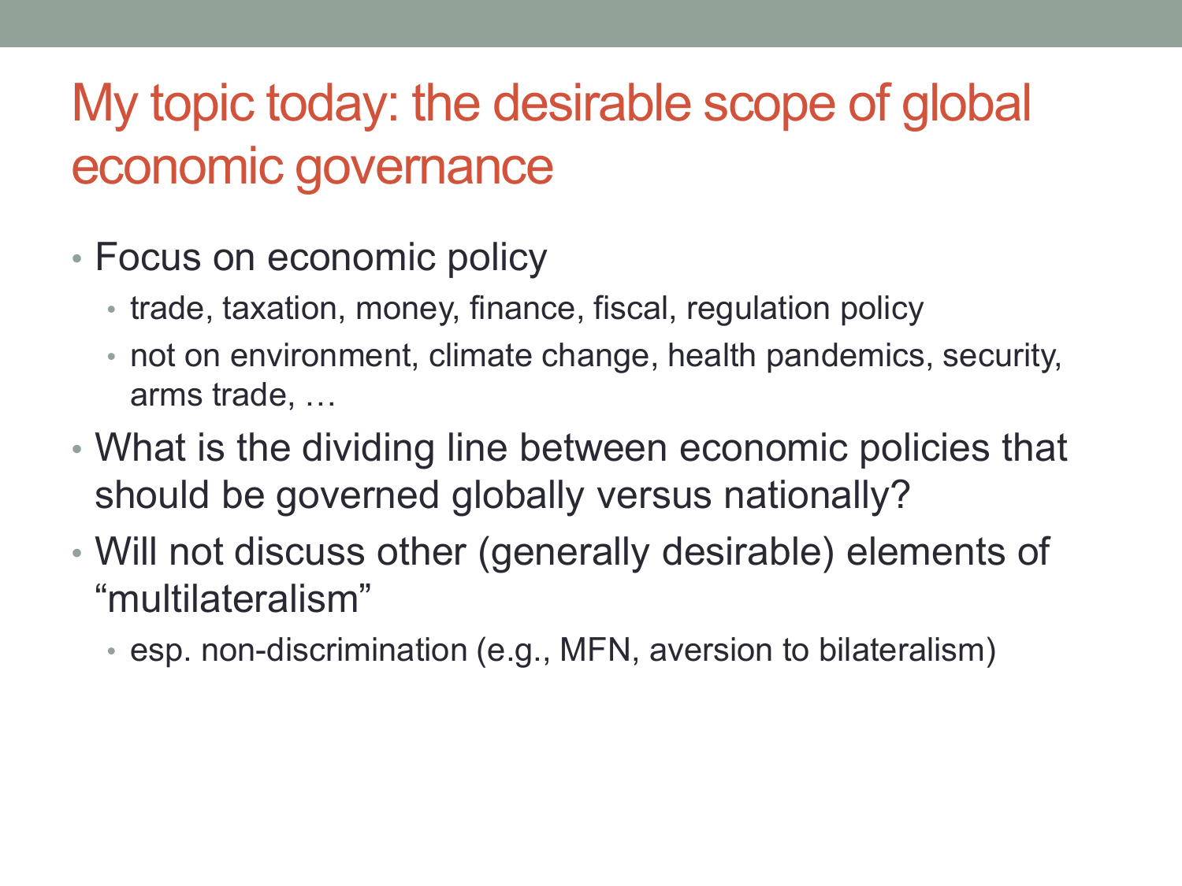# My topic today: the desirable scope of global economic governance

- Focus on economic policy
  - trade, taxation, money, finance, fiscal, regulation policy
  - not on environment, climate change, health pandemics, security, arms trade, …
- What is the dividing line between economic policies that should be governed globally versus nationally?
- Will not discuss other (generally desirable) elements of “multilateralism”
  - esp. non-discrimination (e.g., MFN, aversion to bilateralism)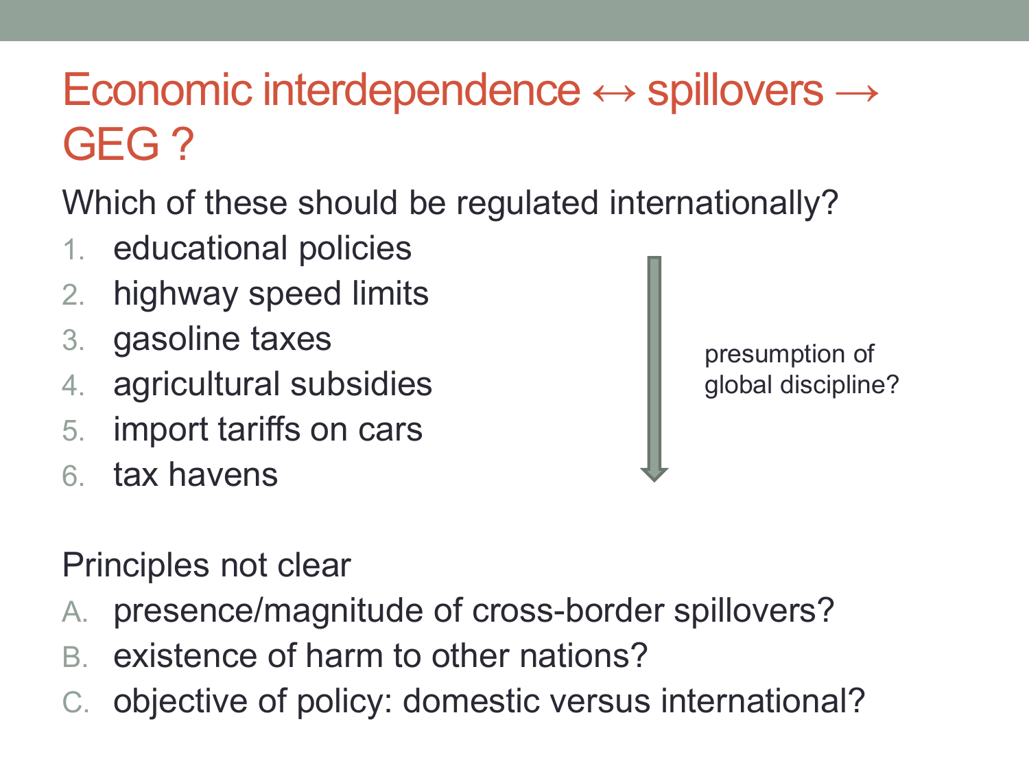# Economic interdependence ↔ spillovers → GEG ?

Which of these should be regulated internationally?

1. educational policies
2. highway speed limits
3. gasoline taxes
4. agricultural subsidies
5. import tariffs on cars
6. tax havens

↓ presumption of global discipline?

Principles not clear

A. presence/magnitude of cross-border spillovers?
B. existence of harm to other nations?
C. objective of policy: domestic versus international?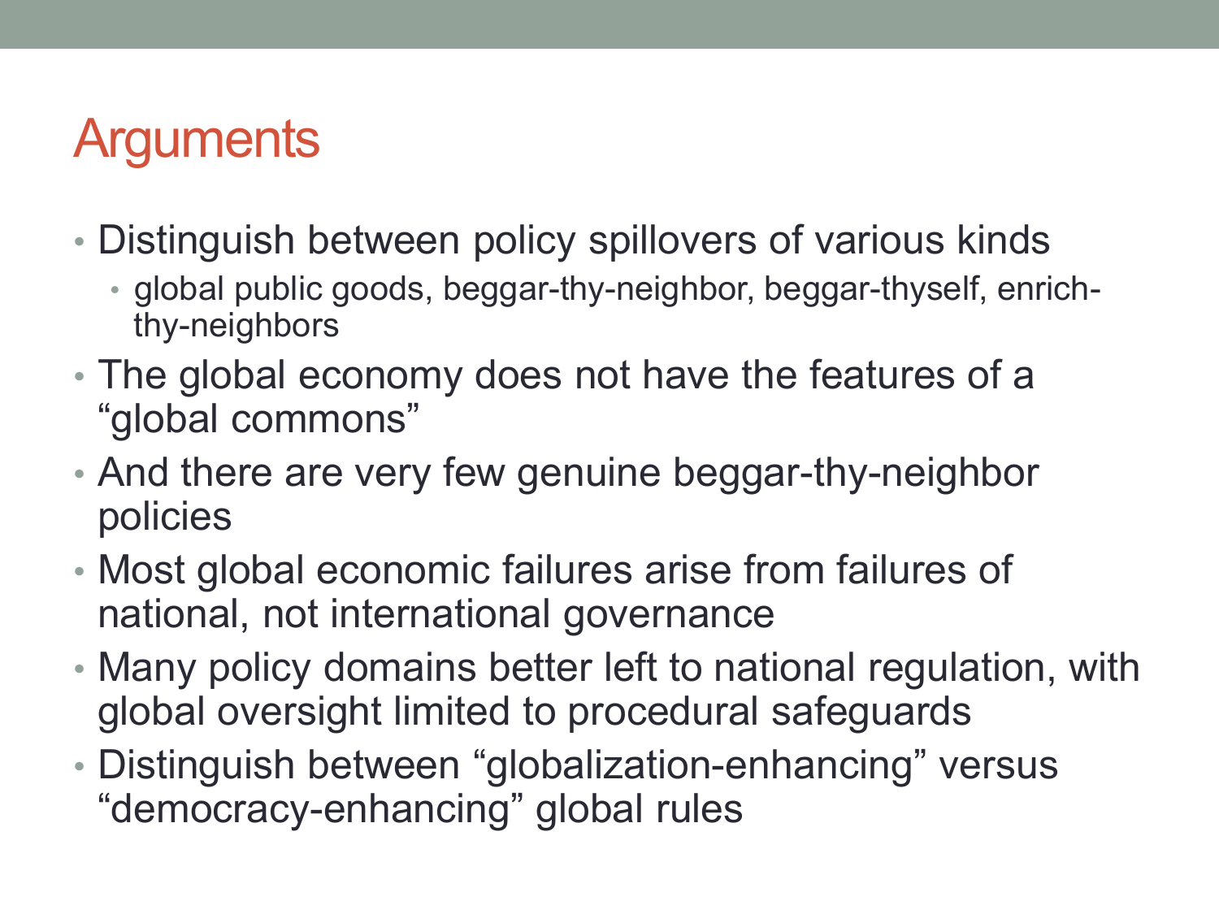# Arguments

- Distinguish between policy spillovers of various kinds
  - global public goods, beggar-thy-neighbor, beggar-thyself, enrich-thy-neighbors
- The global economy does not have the features of a "global commons"
- And there are very few genuine beggar-thy-neighbor policies
- Most global economic failures arise from failures of national, not international governance
- Many policy domains better left to national regulation, with global oversight limited to procedural safeguards
- Distinguish between "globalization-enhancing" versus "democracy-enhancing" global rules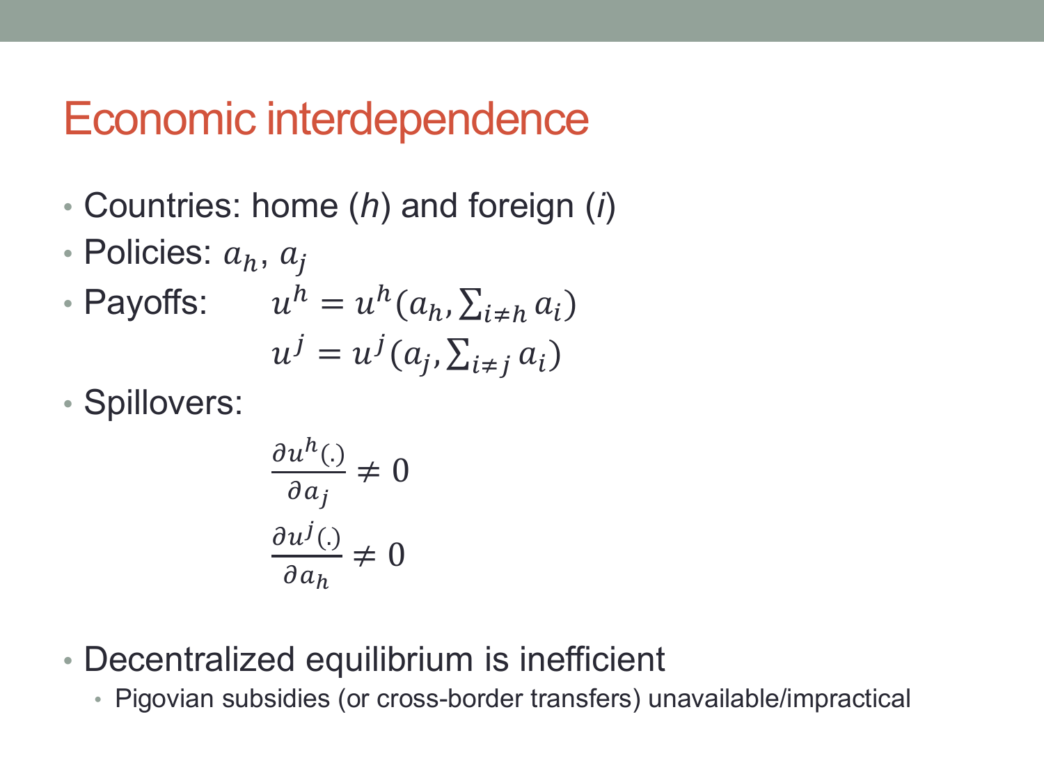# Economic interdependence

- Countries: home (*h*) and foreign (*i*)
- Policies: $a_h$, $a_j$
- Payoffs: $u^h = u^h(a_h, \sum_{i \neq h} a_i)$

  $u^j = u^j(a_j, \sum_{i \neq j} a_i)$
- Spillovers:

$$\frac{\partial u^h(.)}{\partial a_j} \neq 0$$

$$\frac{\partial u^j(.)}{\partial a_h} \neq 0$$

- Decentralized equilibrium is inefficient
  - Pigovian subsidies (or cross-border transfers) unavailable/impractical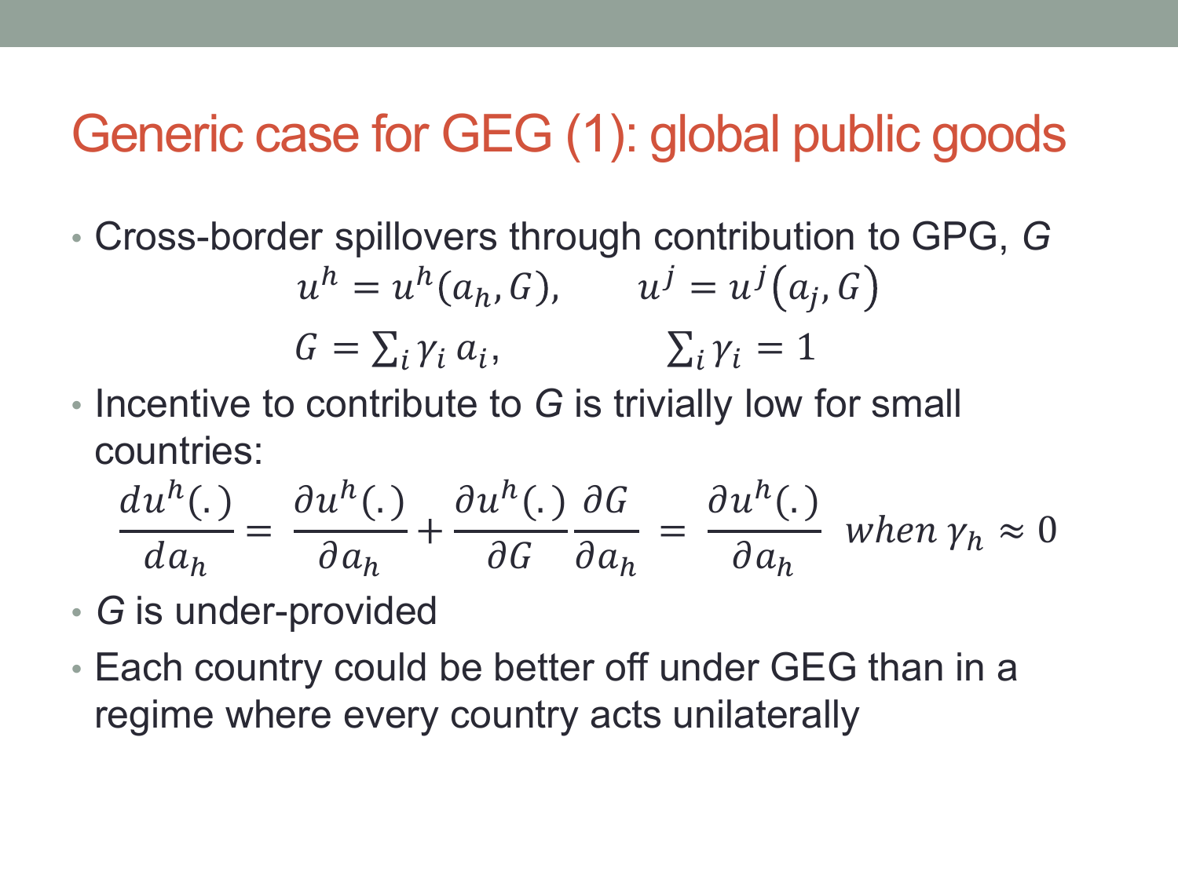# Generic case for GEG (1): global public goods

- Cross-border spillovers through contribution to GPG, *G*

$$u^h = u^h(a_h, G), \qquad u^j = u^j(a_j, G)$$

$$G = \sum_i \gamma_i \, a_i, \qquad \sum_i \gamma_i = 1$$

- Incentive to contribute to *G* is trivially low for small countries:

$$\frac{du^h(.)}{da_h} = \frac{\partial u^h(.)}{\partial a_h} + \frac{\partial u^h(.)}{\partial G}\frac{\partial G}{\partial a_h} = \frac{\partial u^h(.)}{\partial a_h} \;\; when \; \gamma_h \approx 0$$

- *G* is under-provided
- Each country could be better off under GEG than in a regime where every country acts unilaterally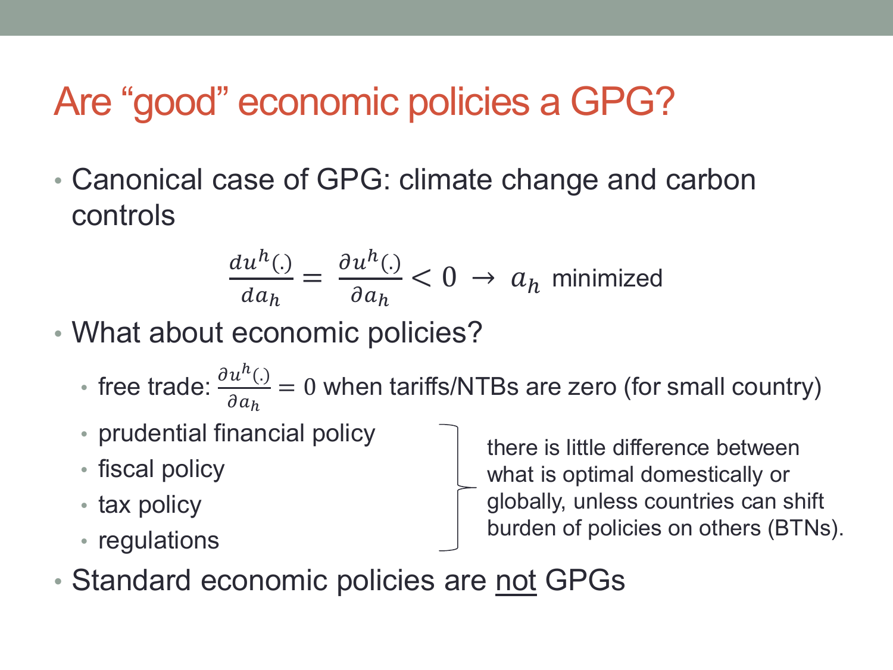# Are "good" economic policies a GPG?

- Canonical case of GPG: climate change and carbon controls

$$\frac{du^h(.)}{da_h} = \frac{\partial u^h(.)}{\partial a_h} < 0 \rightarrow a_h \text{ minimized}$$

- What about economic policies?
  - free trade: $\frac{\partial u^h(.)}{\partial a_h} = 0$ when tariffs/NTBs are zero (for small country)
  - prudential financial policy
  - fiscal policy
  - tax policy
  - regulations

  (prudential financial policy, fiscal policy, tax policy, regulations): there is little difference between what is optimal domestically or globally, unless countries can shift burden of policies on others (BTNs).

- Standard economic policies are <u>not</u> GPGs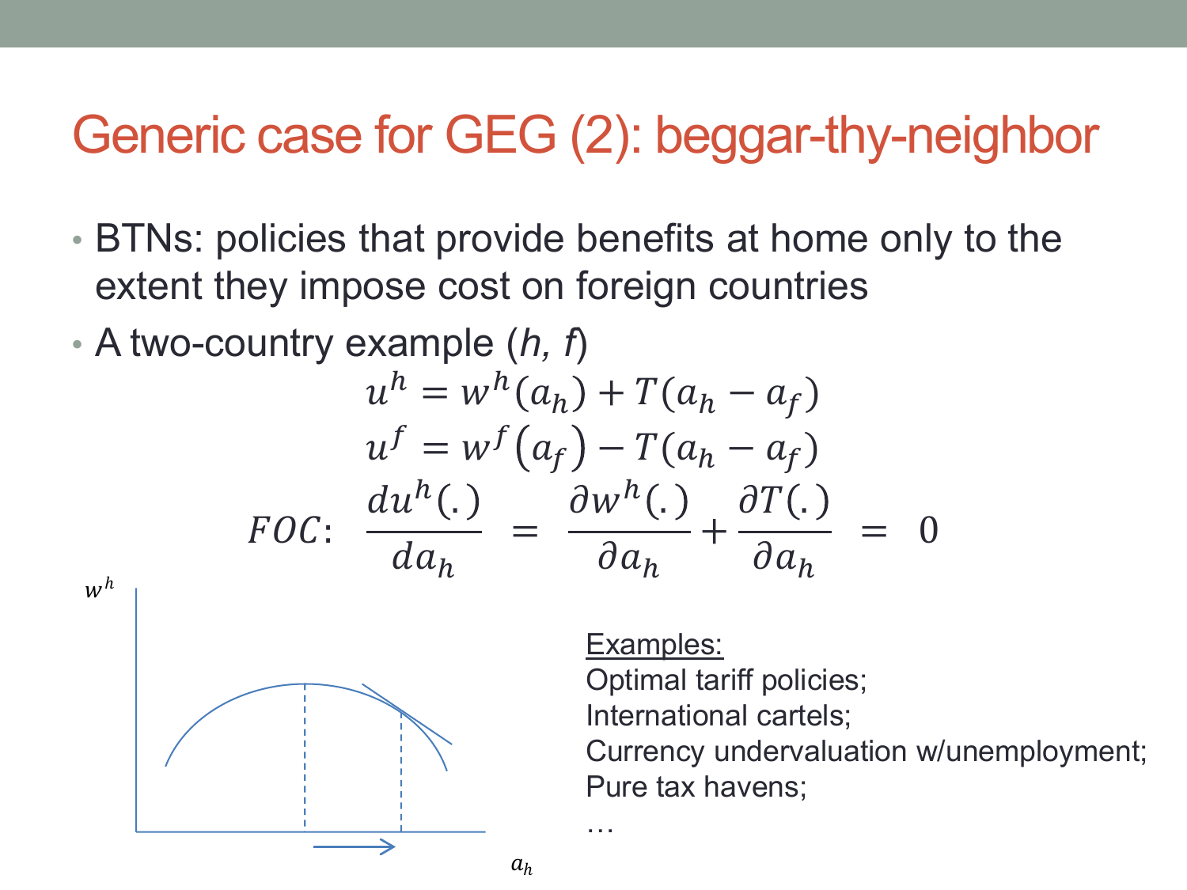# Generic case for GEG (2): beggar-thy-neighbor

- BTNs: policies that provide benefits at home only to the extent they impose cost on foreign countries
- A two-country example (*h, f*)

$$u^h = w^h(a_h) + T(a_h - a_f)$$

$$u^f = w^f(a_f) - T(a_h - a_f)$$

$$FOC: \quad \frac{du^h(.)}{da_h} = \frac{\partial w^h(.)}{\partial a_h} + \frac{\partial T(.)}{\partial a_h} = 0$$

<u>Examples:</u>

Optimal tariff policies;

International cartels;

Currency undervaluation w/unemployment;

Pure tax havens;

…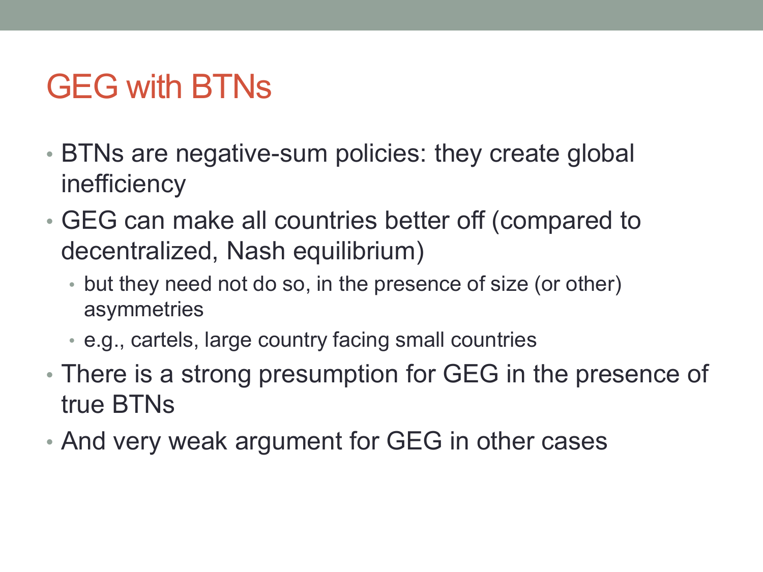# GEG with BTNs

- BTNs are negative-sum policies: they create global inefficiency
- GEG can make all countries better off (compared to decentralized, Nash equilibrium)
  - but they need not do so, in the presence of size (or other) asymmetries
  - e.g., cartels, large country facing small countries
- There is a strong presumption for GEG in the presence of true BTNs
- And very weak argument for GEG in other cases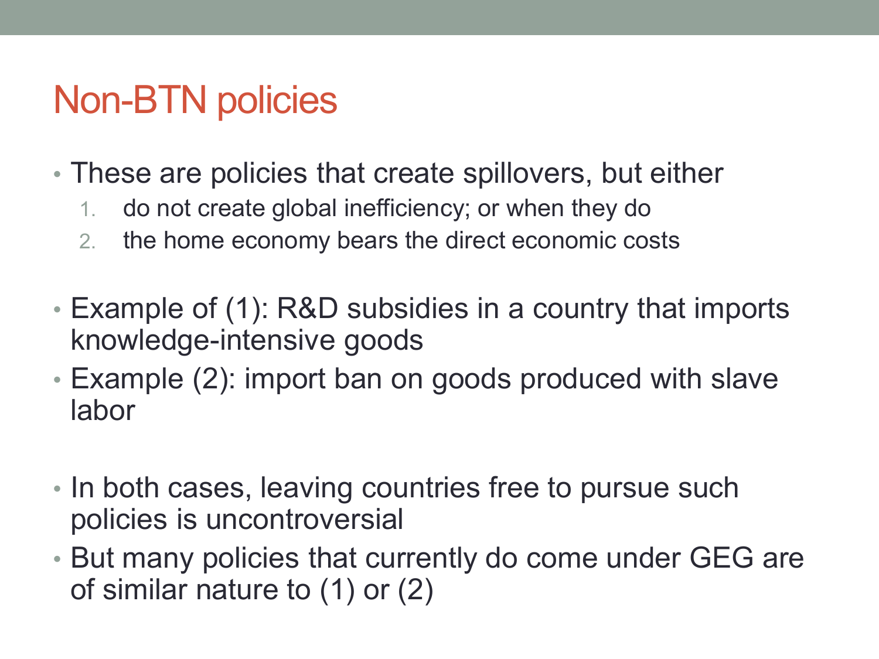# Non-BTN policies

- These are policies that create spillovers, but either
  1. do not create global inefficiency; or when they do
  2. the home economy bears the direct economic costs

- Example of (1): R&D subsidies in a country that imports knowledge-intensive goods
- Example (2): import ban on goods produced with slave labor

- In both cases, leaving countries free to pursue such policies is uncontroversial
- But many policies that currently do come under GEG are of similar nature to (1) or (2)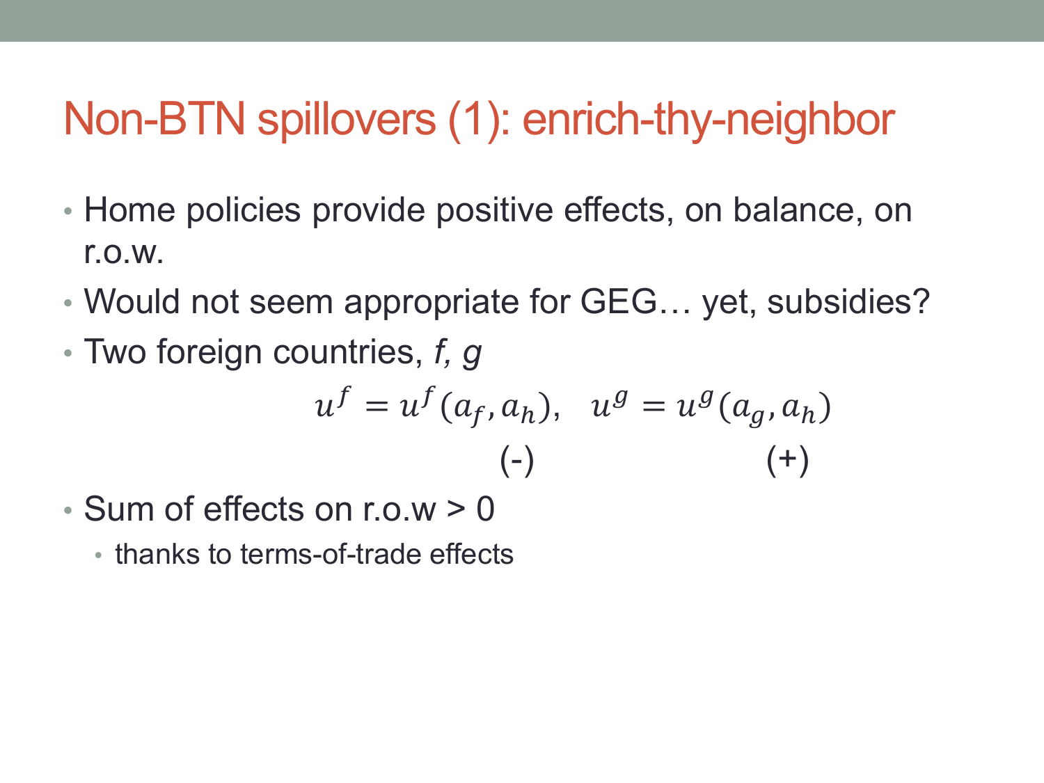# Non-BTN spillovers (1): enrich-thy-neighbor

- Home policies provide positive effects, on balance, on r.o.w.
- Would not seem appropriate for GEG… yet, subsidies?
- Two foreign countries, *f, g*

$$u^f = u^f(a_f, a_h), \quad u^g = u^g(a_g, a_h)$$

$$\qquad\qquad\quad (-) \qquad\qquad\qquad\qquad\quad (+)$$

- Sum of effects on r.o.w > 0
  - thanks to terms-of-trade effects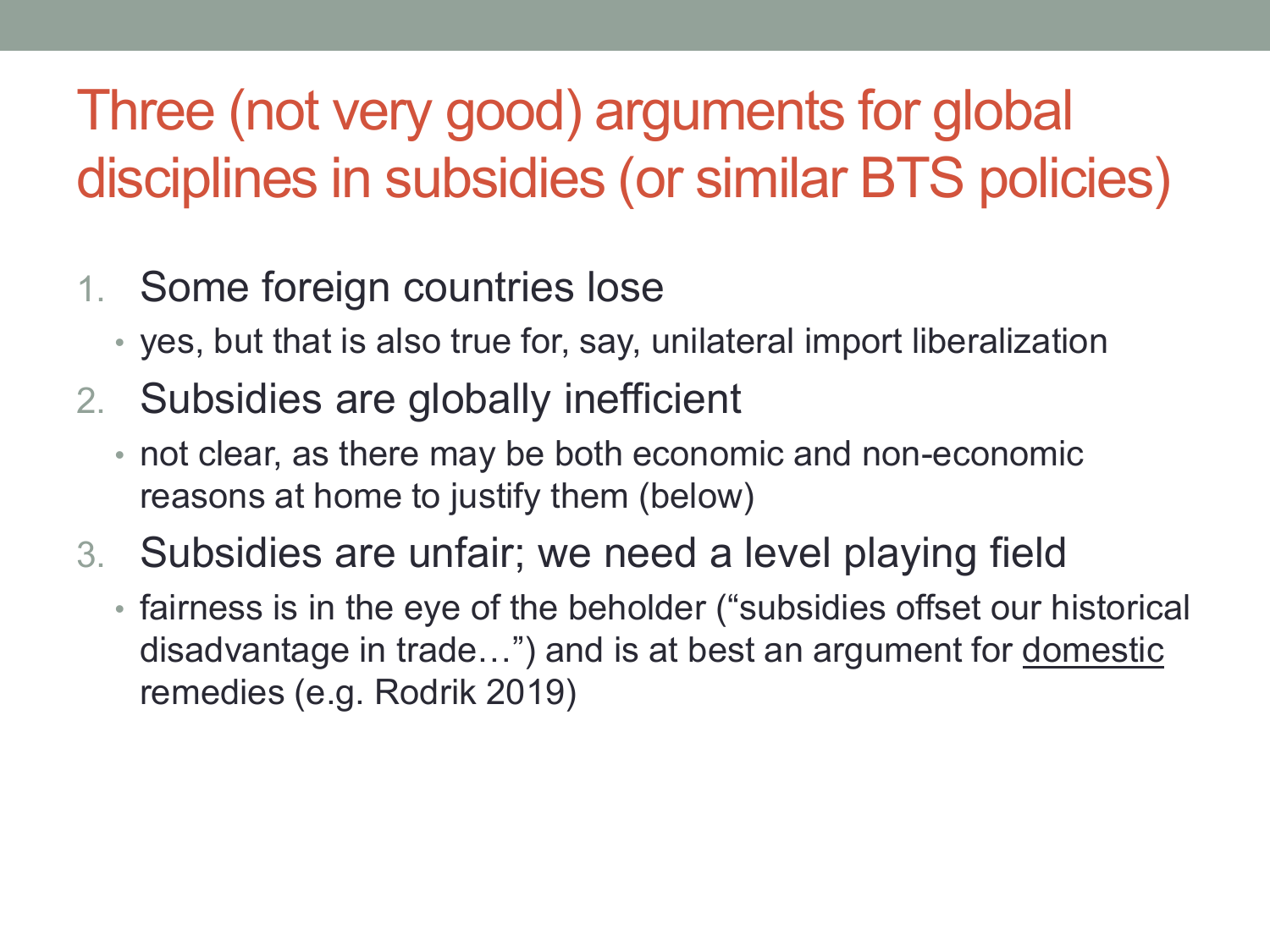# Three (not very good) arguments for global disciplines in subsidies (or similar BTS policies)

1. Some foreign countries lose
   - yes, but that is also true for, say, unilateral import liberalization
2. Subsidies are globally inefficient
   - not clear, as there may be both economic and non-economic reasons at home to justify them (below)
3. Subsidies are unfair; we need a level playing field
   - fairness is in the eye of the beholder (“subsidies offset our historical disadvantage in trade…”) and is at best an argument for <u>domestic</u> remedies (e.g. Rodrik 2019)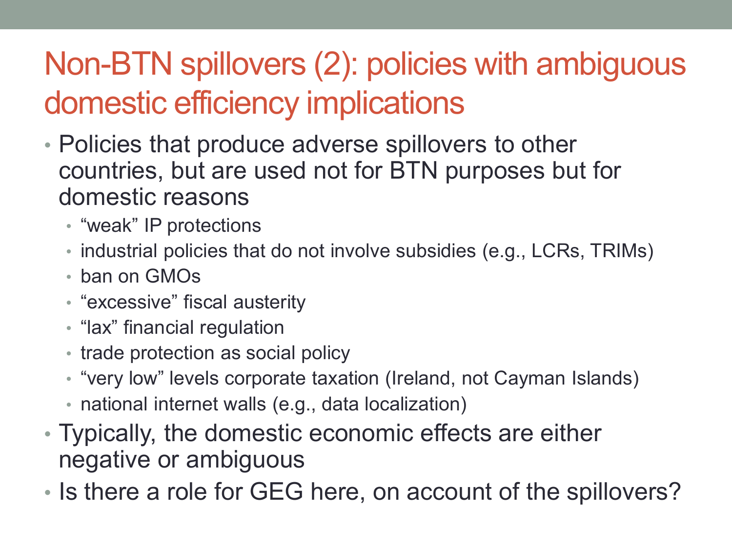# Non-BTN spillovers (2): policies with ambiguous domestic efficiency implications

- Policies that produce adverse spillovers to other countries, but are used not for BTN purposes but for domestic reasons
  - "weak" IP protections
  - industrial policies that do not involve subsidies (e.g., LCRs, TRIMs)
  - ban on GMOs
  - "excessive" fiscal austerity
  - "lax" financial regulation
  - trade protection as social policy
  - "very low" levels corporate taxation (Ireland, not Cayman Islands)
  - national internet walls (e.g., data localization)
- Typically, the domestic economic effects are either negative or ambiguous
- Is there a role for GEG here, on account of the spillovers?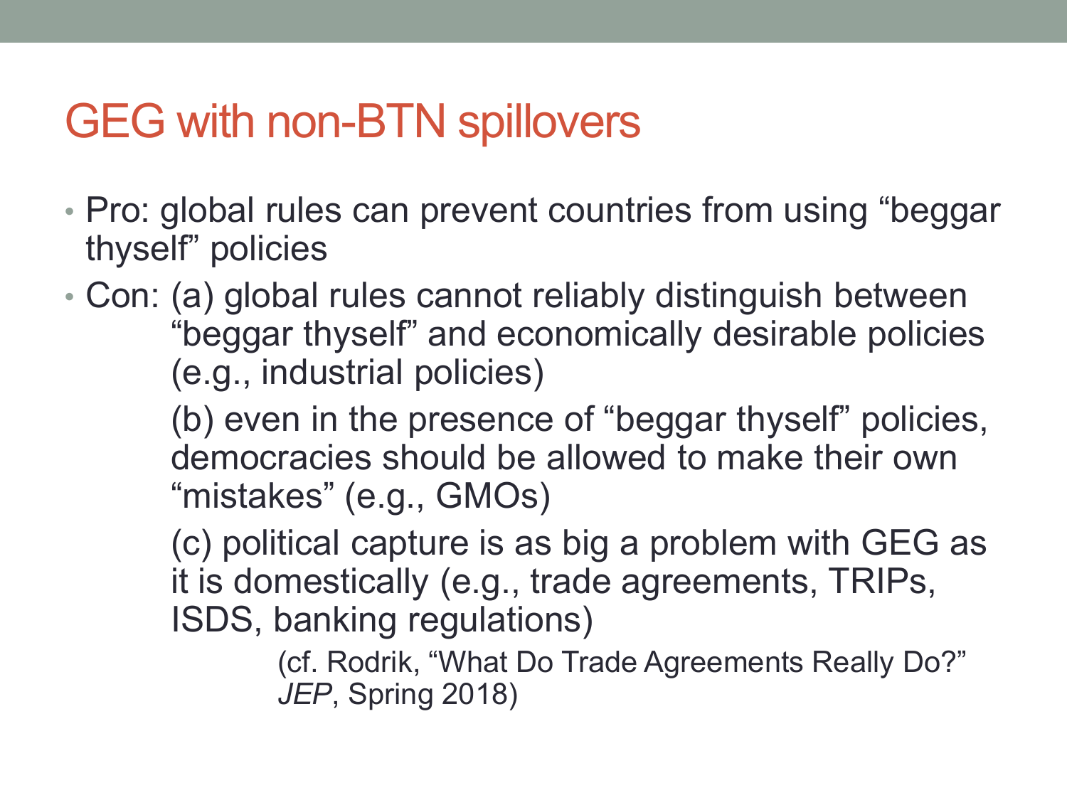# GEG with non-BTN spillovers

- Pro: global rules can prevent countries from using “beggar thyself” policies
- Con: (a) global rules cannot reliably distinguish between “beggar thyself” and economically desirable policies (e.g., industrial policies)

  (b) even in the presence of “beggar thyself” policies, democracies should be allowed to make their own “mistakes” (e.g., GMOs)

  (c) political capture is as big a problem with GEG as it is domestically (e.g., trade agreements, TRIPs, ISDS, banking regulations)

  (cf. Rodrik, “What Do Trade Agreements Really Do?” *JEP*, Spring 2018)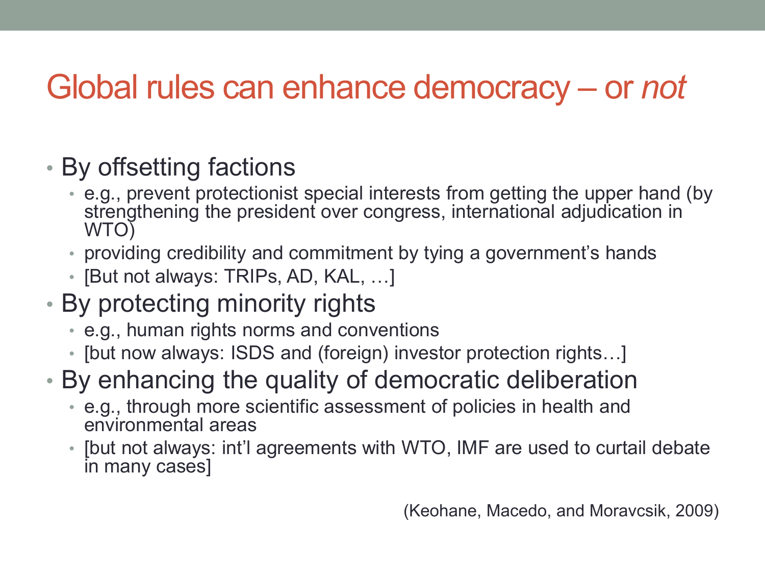# Global rules can enhance democracy – or *not*

- By offsetting factions
  - e.g., prevent protectionist special interests from getting the upper hand (by strengthening the president over congress, international adjudication in WTO)
  - providing credibility and commitment by tying a government's hands
  - [But not always: TRIPs, AD, KAL, …]
- By protecting minority rights
  - e.g., human rights norms and conventions
  - [but now always: ISDS and (foreign) investor protection rights…]
- By enhancing the quality of democratic deliberation
  - e.g., through more scientific assessment of policies in health and environmental areas
  - [but not always: int'l agreements with WTO, IMF are used to curtail debate in many cases]

(Keohane, Macedo, and Moravcsik, 2009)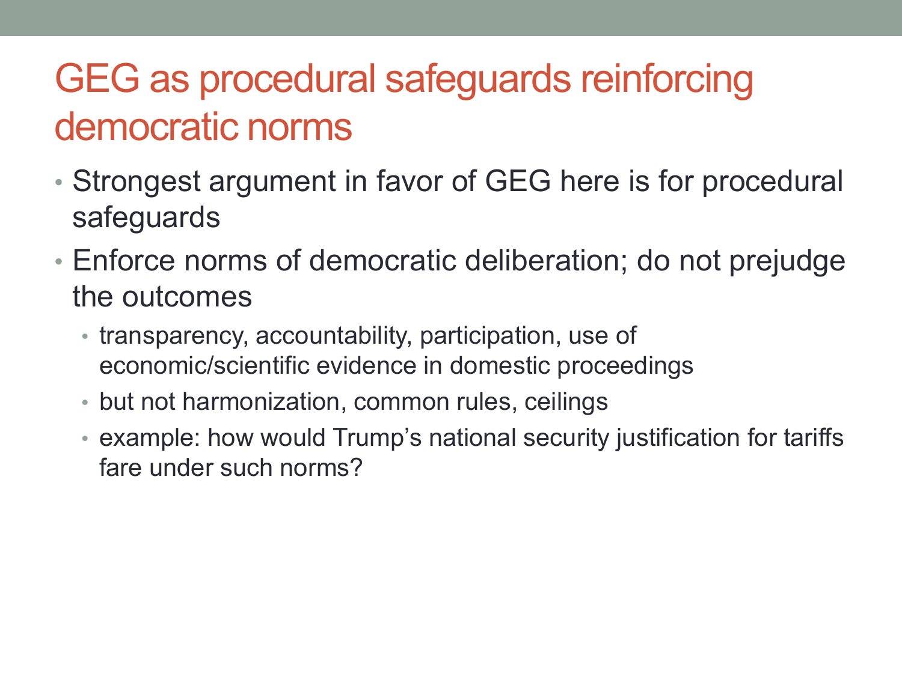# GEG as procedural safeguards reinforcing democratic norms

- Strongest argument in favor of GEG here is for procedural safeguards
- Enforce norms of democratic deliberation; do not prejudge the outcomes
  - transparency, accountability, participation, use of economic/scientific evidence in domestic proceedings
  - but not harmonization, common rules, ceilings
  - example: how would Trump's national security justification for tariffs fare under such norms?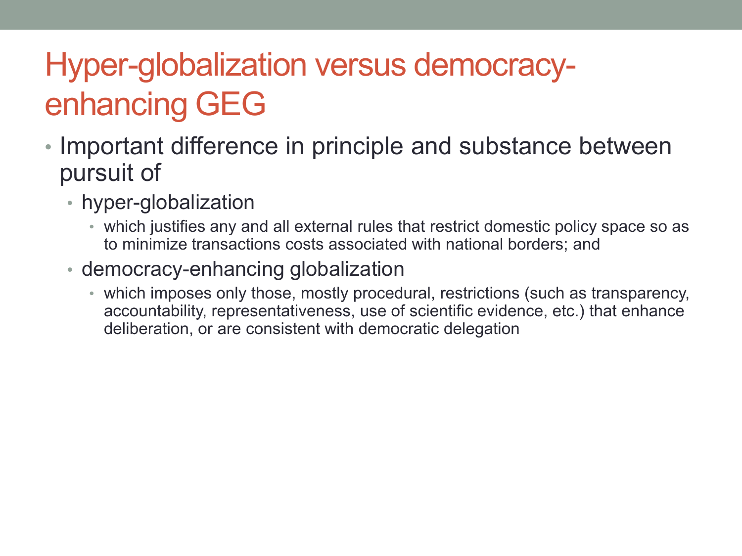# Hyper-globalization versus democracy-enhancing GEG

- Important difference in principle and substance between pursuit of
  - hyper-globalization
    - which justifies any and all external rules that restrict domestic policy space so as to minimize transactions costs associated with national borders; and
  - democracy-enhancing globalization
    - which imposes only those, mostly procedural, restrictions (such as transparency, accountability, representativeness, use of scientific evidence, etc.) that enhance deliberation, or are consistent with democratic delegation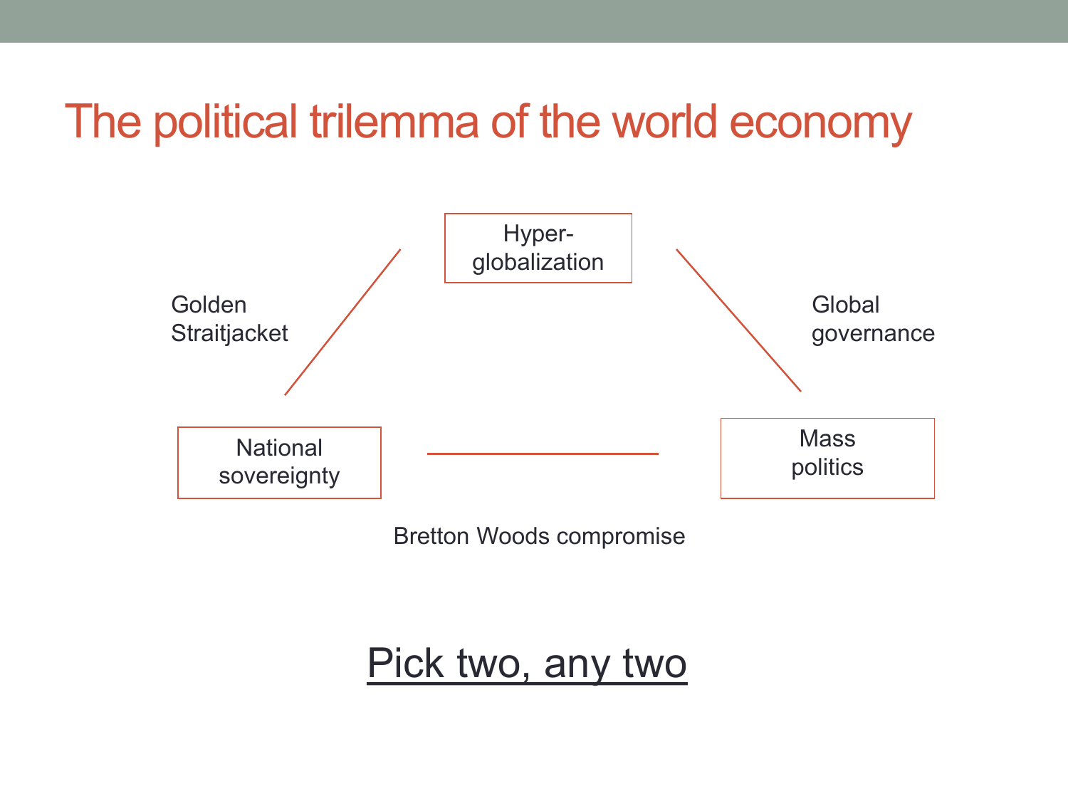# The political trilemma of the world economy

Hyper-globalization

Golden Straitjacket

Global governance

National sovereignty

Mass politics

Bretton Woods compromise

Pick two, any two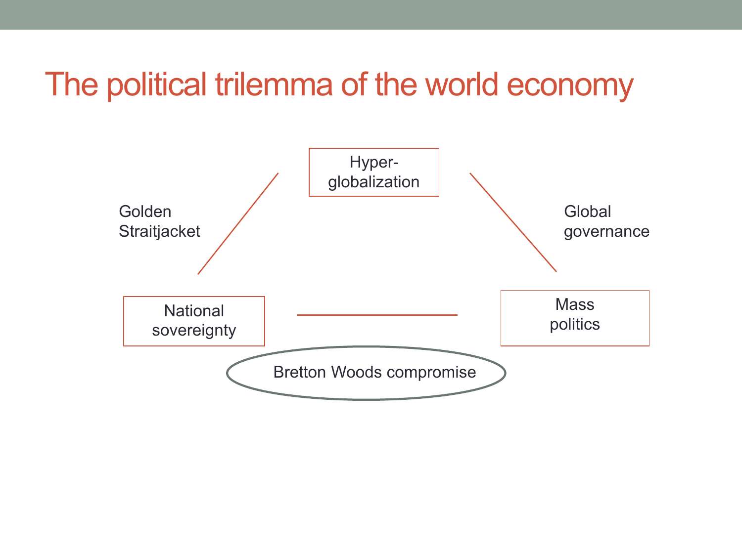# The political trilemma of the world economy

Hyper-globalization

Golden Straitjacket

Global governance

National sovereignty

Mass politics

Bretton Woods compromise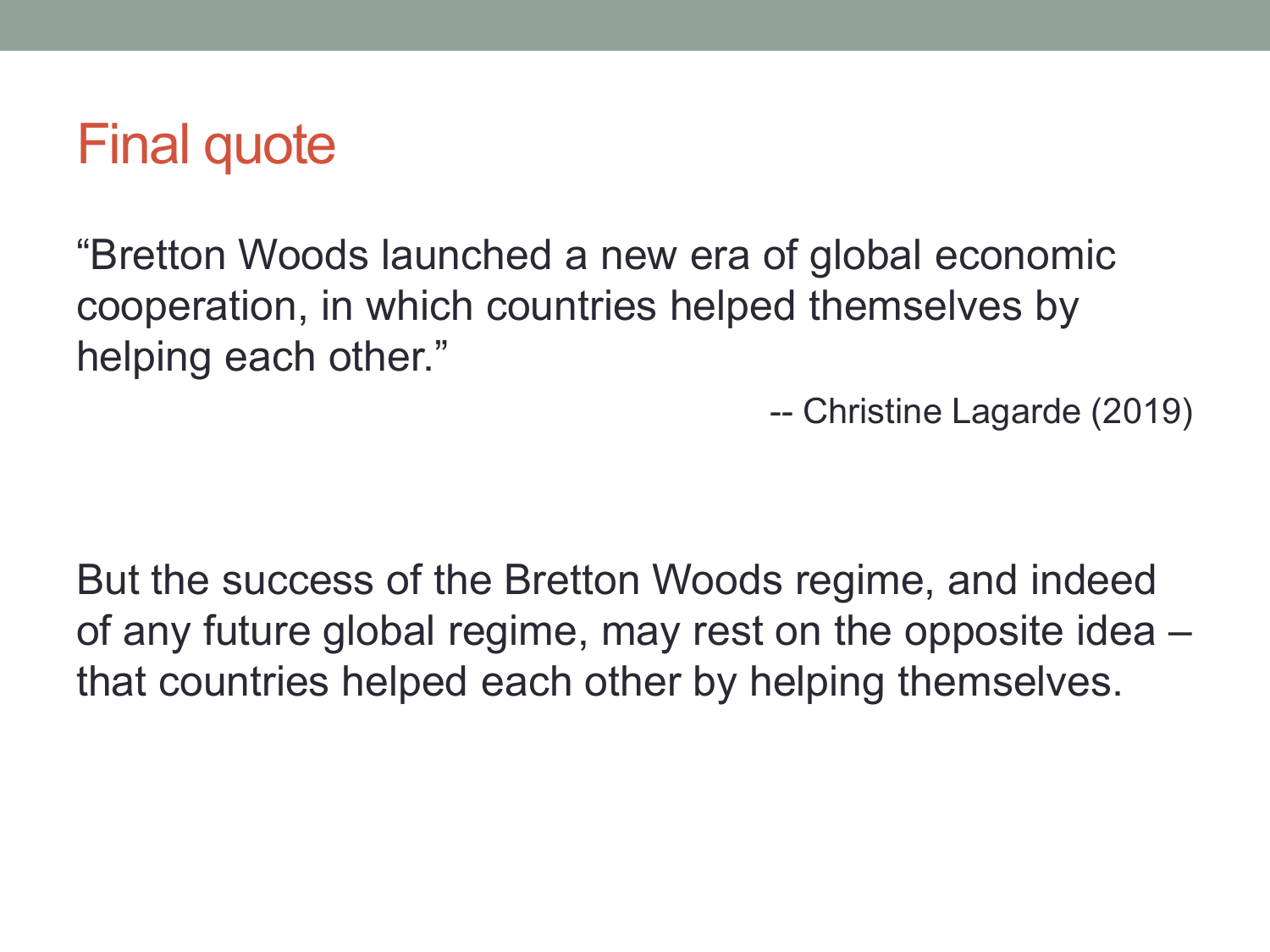# Final quote

"Bretton Woods launched a new era of global economic cooperation, in which countries helped themselves by helping each other."

-- Christine Lagarde (2019)

But the success of the Bretton Woods regime, and indeed of any future global regime, may rest on the opposite idea – that countries helped each other by helping themselves.